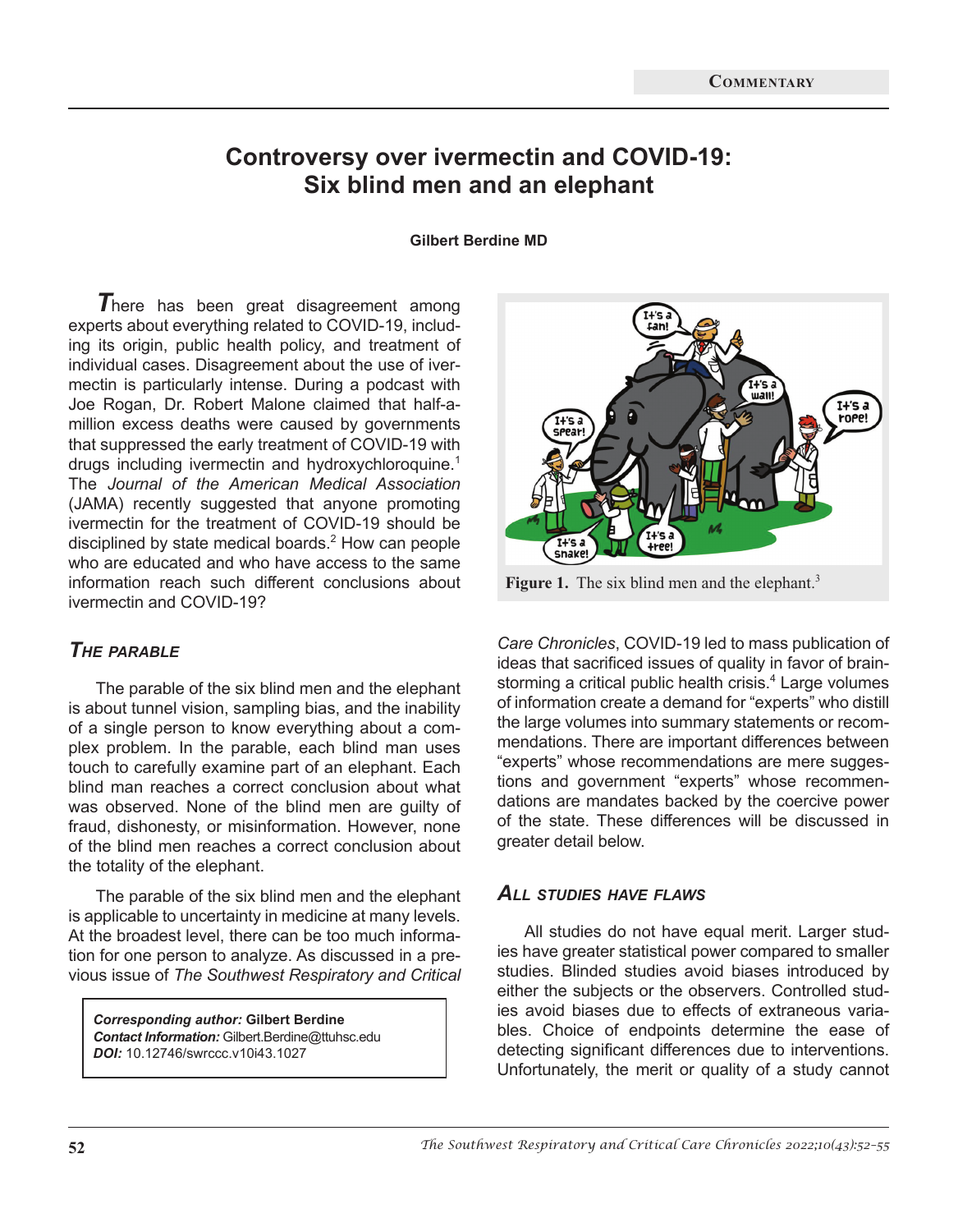Commentary

# Controversy over ivermectin and COVID-19: Six blind men and an elephant

**Gilbert Berdine MD**

There has been great disagreement among experts about everything related to COVID-19, including its origin, public health policy, and treatment of individual cases. Disagreement about the use of ivermectin is particularly intense. During a podcast with Joe Rogan, Dr. Robert Malone claimed that half-a-million excess deaths were caused by governments that suppressed the early treatment of COVID-19 with drugs including ivermectin and hydroxychloroquine.[1] The *Journal of the American Medical Association* (JAMA) recently suggested that anyone promoting ivermectin for the treatment of COVID-19 should be disciplined by state medical boards.[2] How can people who are educated and who have access to the same information reach such different conclusions about ivermectin and COVID-19?

## The Parable

The parable of the six blind men and the elephant is about tunnel vision, sampling bias, and the inability of a single person to know everything about a complex problem. In the parable, each blind man uses touch to carefully examine part of an elephant. Each blind man reaches a correct conclusion about what was observed. None of the blind men are guilty of fraud, dishonesty, or misinformation. However, none of the blind men reaches a correct conclusion about the totality of the elephant.

The parable of the six blind men and the elephant is applicable to uncertainty in medicine at many levels. At the broadest level, there can be too much information for one person to analyze. As discussed in a previous issue of *The Southwest Respiratory and Critical Care Chronicles*, COVID-19 led to mass publication of ideas that sacrificed issues of quality in favor of brainstorming a critical public health crisis.[4] Large volumes of information create a demand for "experts" who distill the large volumes into summary statements or recommendations. There are important differences between "experts" whose recommendations are mere suggestions and government "experts" whose recommendations are mandates backed by the coercive power of the state. These differences will be discussed in greater detail below.

**Figure 1.** The six blind men and the elephant.[3]

## All Studies Have Flaws

All studies do not have equal merit. Larger studies have greater statistical power compared to smaller studies. Blinded studies avoid biases introduced by either the subjects or the observers. Controlled studies avoid biases due to effects of extraneous variables. Choice of endpoints determine the ease of detecting significant differences due to interventions. Unfortunately, the merit or quality of a study cannot

**Corresponding author:** Gilbert Berdine
**Contact Information:** Gilbert.Berdine@ttuhsc.edu
**DOI:** 10.12746/swrccc.v10i43.1027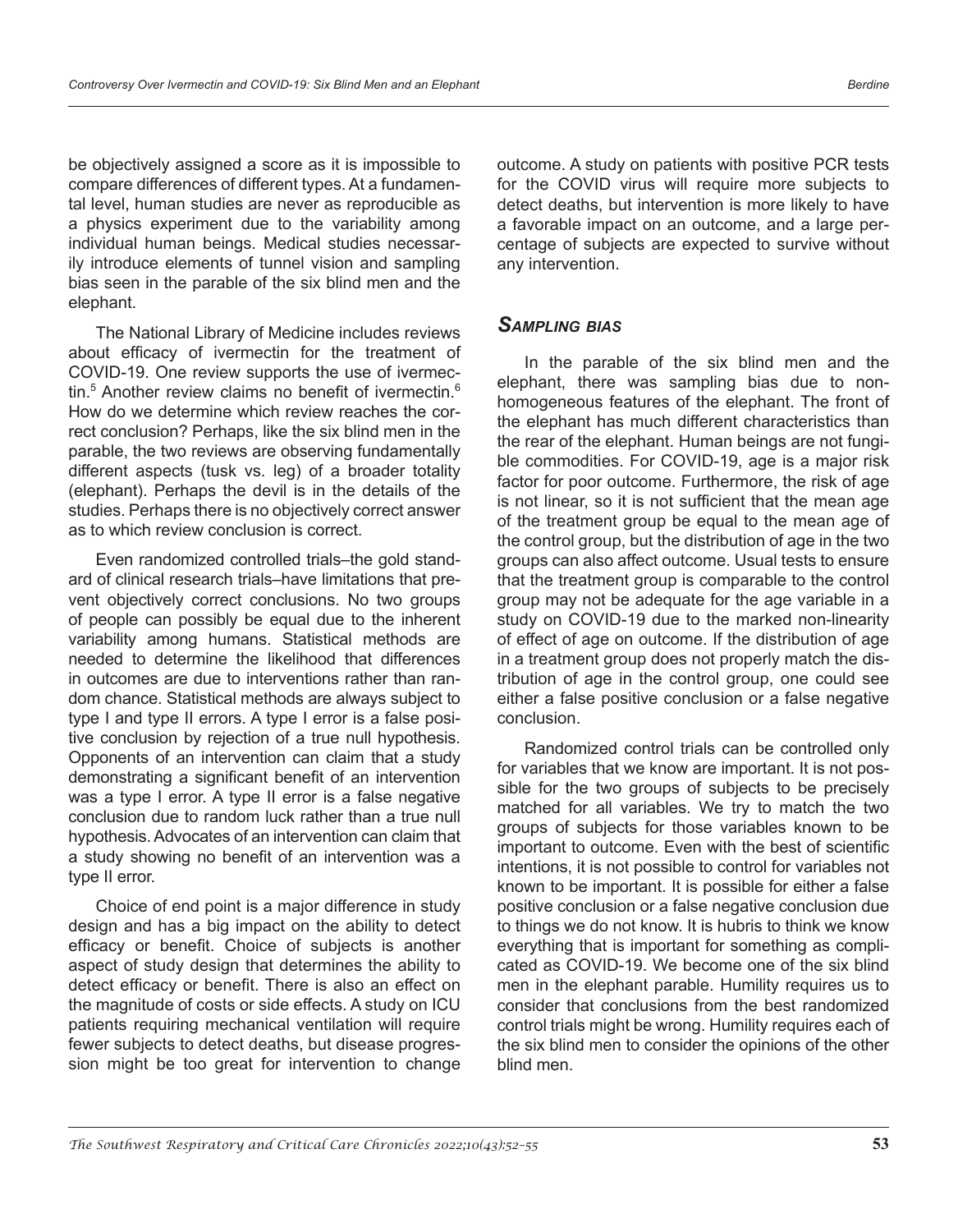be objectively assigned a score as it is impossible to compare differences of different types. At a fundamental level, human studies are never as reproducible as a physics experiment due to the variability among individual human beings. Medical studies necessarily introduce elements of tunnel vision and sampling bias seen in the parable of the six blind men and the elephant.

The National Library of Medicine includes reviews about efficacy of ivermectin for the treatment of COVID-19. One review supports the use of ivermectin.[5] Another review claims no benefit of ivermectin.[6] How do we determine which review reaches the correct conclusion? Perhaps, like the six blind men in the parable, the two reviews are observing fundamentally different aspects (tusk vs. leg) of a broader totality (elephant). Perhaps the devil is in the details of the studies. Perhaps there is no objectively correct answer as to which review conclusion is correct.

Even randomized controlled trials–the gold standard of clinical research trials–have limitations that prevent objectively correct conclusions. No two groups of people can possibly be equal due to the inherent variability among humans. Statistical methods are needed to determine the likelihood that differences in outcomes are due to interventions rather than random chance. Statistical methods are always subject to type I and type II errors. A type I error is a false positive conclusion by rejection of a true null hypothesis. Opponents of an intervention can claim that a study demonstrating a significant benefit of an intervention was a type I error. A type II error is a false negative conclusion due to random luck rather than a true null hypothesis. Advocates of an intervention can claim that a study showing no benefit of an intervention was a type II error.

Choice of end point is a major difference in study design and has a big impact on the ability to detect efficacy or benefit. Choice of subjects is another aspect of study design that determines the ability to detect efficacy or benefit. There is also an effect on the magnitude of costs or side effects. A study on ICU patients requiring mechanical ventilation will require fewer subjects to detect deaths, but disease progression might be too great for intervention to change outcome. A study on patients with positive PCR tests for the COVID virus will require more subjects to detect deaths, but intervention is more likely to have a favorable impact on an outcome, and a large percentage of subjects are expected to survive without any intervention.

## *Sampling bias*

In the parable of the six blind men and the elephant, there was sampling bias due to non-homogeneous features of the elephant. The front of the elephant has much different characteristics than the rear of the elephant. Human beings are not fungible commodities. For COVID-19, age is a major risk factor for poor outcome. Furthermore, the risk of age is not linear, so it is not sufficient that the mean age of the treatment group be equal to the mean age of the control group, but the distribution of age in the two groups can also affect outcome. Usual tests to ensure that the treatment group is comparable to the control group may not be adequate for the age variable in a study on COVID-19 due to the marked non-linearity of effect of age on outcome. If the distribution of age in a treatment group does not properly match the distribution of age in the control group, one could see either a false positive conclusion or a false negative conclusion.

Randomized control trials can be controlled only for variables that we know are important. It is not possible for the two groups of subjects to be precisely matched for all variables. We try to match the two groups of subjects for those variables known to be important to outcome. Even with the best of scientific intentions, it is not possible to control for variables not known to be important. It is possible for either a false positive conclusion or a false negative conclusion due to things we do not know. It is hubris to think we know everything that is important for something as complicated as COVID-19. We become one of the six blind men in the elephant parable. Humility requires us to consider that conclusions from the best randomized control trials might be wrong. Humility requires each of the six blind men to consider the opinions of the other blind men.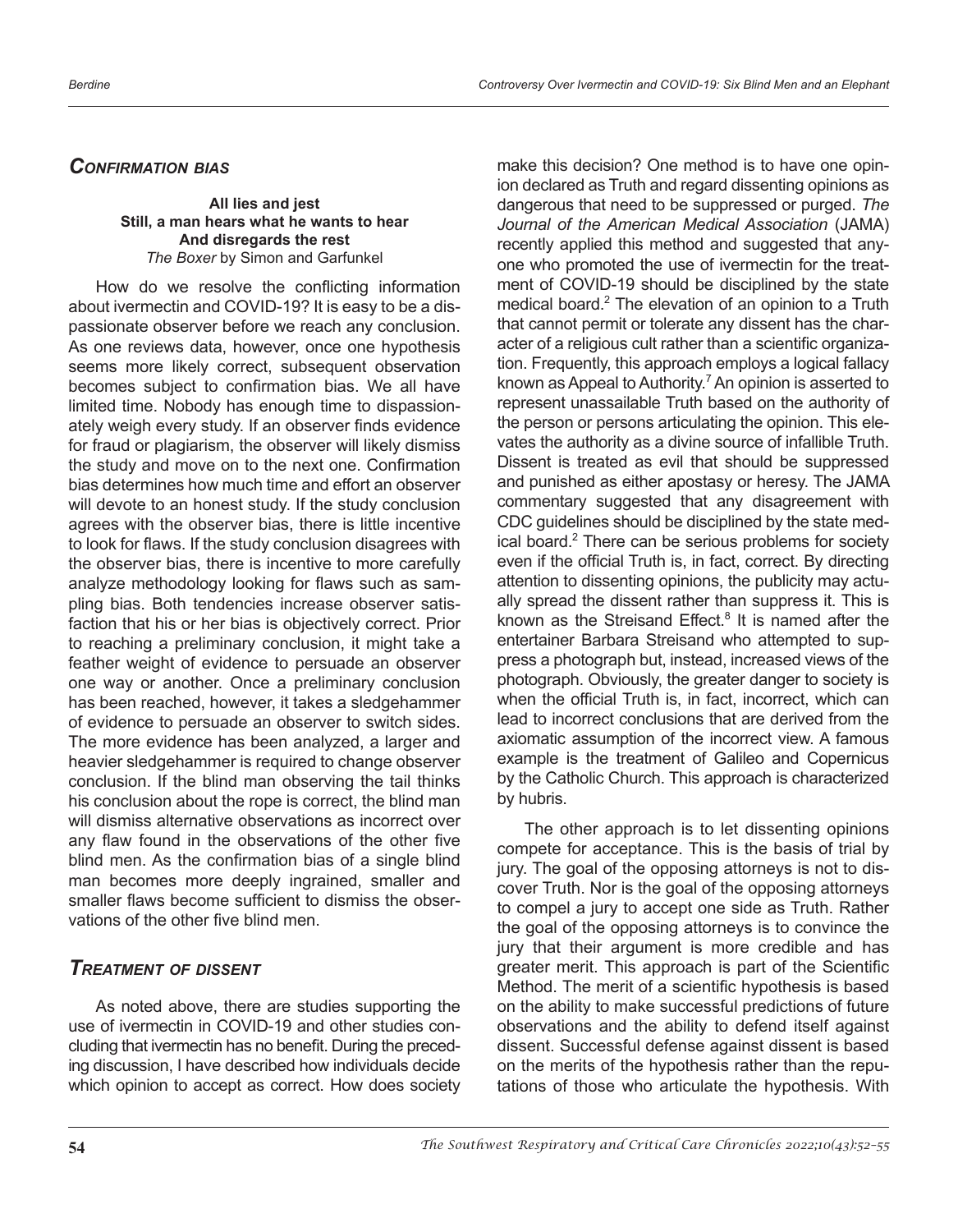## *Confirmation bias*

**All lies and jest**
**Still, a man hears what he wants to hear**
**And disregards the rest**
*The Boxer* by Simon and Garfunkel

How do we resolve the conflicting information about ivermectin and COVID-19? It is easy to be a dispassionate observer before we reach any conclusion. As one reviews data, however, once one hypothesis seems more likely correct, subsequent observation becomes subject to confirmation bias. We all have limited time. Nobody has enough time to dispassionately weigh every study. If an observer finds evidence for fraud or plagiarism, the observer will likely dismiss the study and move on to the next one. Confirmation bias determines how much time and effort an observer will devote to an honest study. If the study conclusion agrees with the observer bias, there is little incentive to look for flaws. If the study conclusion disagrees with the observer bias, there is incentive to more carefully analyze methodology looking for flaws such as sampling bias. Both tendencies increase observer satisfaction that his or her bias is objectively correct. Prior to reaching a preliminary conclusion, it might take a feather weight of evidence to persuade an observer one way or another. Once a preliminary conclusion has been reached, however, it takes a sledgehammer of evidence to persuade an observer to switch sides. The more evidence has been analyzed, a larger and heavier sledgehammer is required to change observer conclusion. If the blind man observing the tail thinks his conclusion about the rope is correct, the blind man will dismiss alternative observations as incorrect over any flaw found in the observations of the other five blind men. As the confirmation bias of a single blind man becomes more deeply ingrained, smaller and smaller flaws become sufficient to dismiss the observations of the other five blind men.

## *Treatment of dissent*

As noted above, there are studies supporting the use of ivermectin in COVID-19 and other studies concluding that ivermectin has no benefit. During the preceding discussion, I have described how individuals decide which opinion to accept as correct. How does society make this decision? One method is to have one opinion declared as Truth and regard dissenting opinions as dangerous that need to be suppressed or purged. *The Journal of the American Medical Association* (JAMA) recently applied this method and suggested that anyone who promoted the use of ivermectin for the treatment of COVID-19 should be disciplined by the state medical board.[2] The elevation of an opinion to a Truth that cannot permit or tolerate any dissent has the character of a religious cult rather than a scientific organization. Frequently, this approach employs a logical fallacy known as Appeal to Authority.[7] An opinion is asserted to represent unassailable Truth based on the authority of the person or persons articulating the opinion. This elevates the authority as a divine source of infallible Truth. Dissent is treated as evil that should be suppressed and punished as either apostasy or heresy. The JAMA commentary suggested that any disagreement with CDC guidelines should be disciplined by the state medical board.[2] There can be serious problems for society even if the official Truth is, in fact, correct. By directing attention to dissenting opinions, the publicity may actually spread the dissent rather than suppress it. This is known as the Streisand Effect.[8] It is named after the entertainer Barbara Streisand who attempted to suppress a photograph but, instead, increased views of the photograph. Obviously, the greater danger to society is when the official Truth is, in fact, incorrect, which can lead to incorrect conclusions that are derived from the axiomatic assumption of the incorrect view. A famous example is the treatment of Galileo and Copernicus by the Catholic Church. This approach is characterized by hubris.

The other approach is to let dissenting opinions compete for acceptance. This is the basis of trial by jury. The goal of the opposing attorneys is not to discover Truth. Nor is the goal of the opposing attorneys to compel a jury to accept one side as Truth. Rather the goal of the opposing attorneys is to convince the jury that their argument is more credible and has greater merit. This approach is part of the Scientific Method. The merit of a scientific hypothesis is based on the ability to make successful predictions of future observations and the ability to defend itself against dissent. Successful defense against dissent is based on the merits of the hypothesis rather than the reputations of those who articulate the hypothesis. With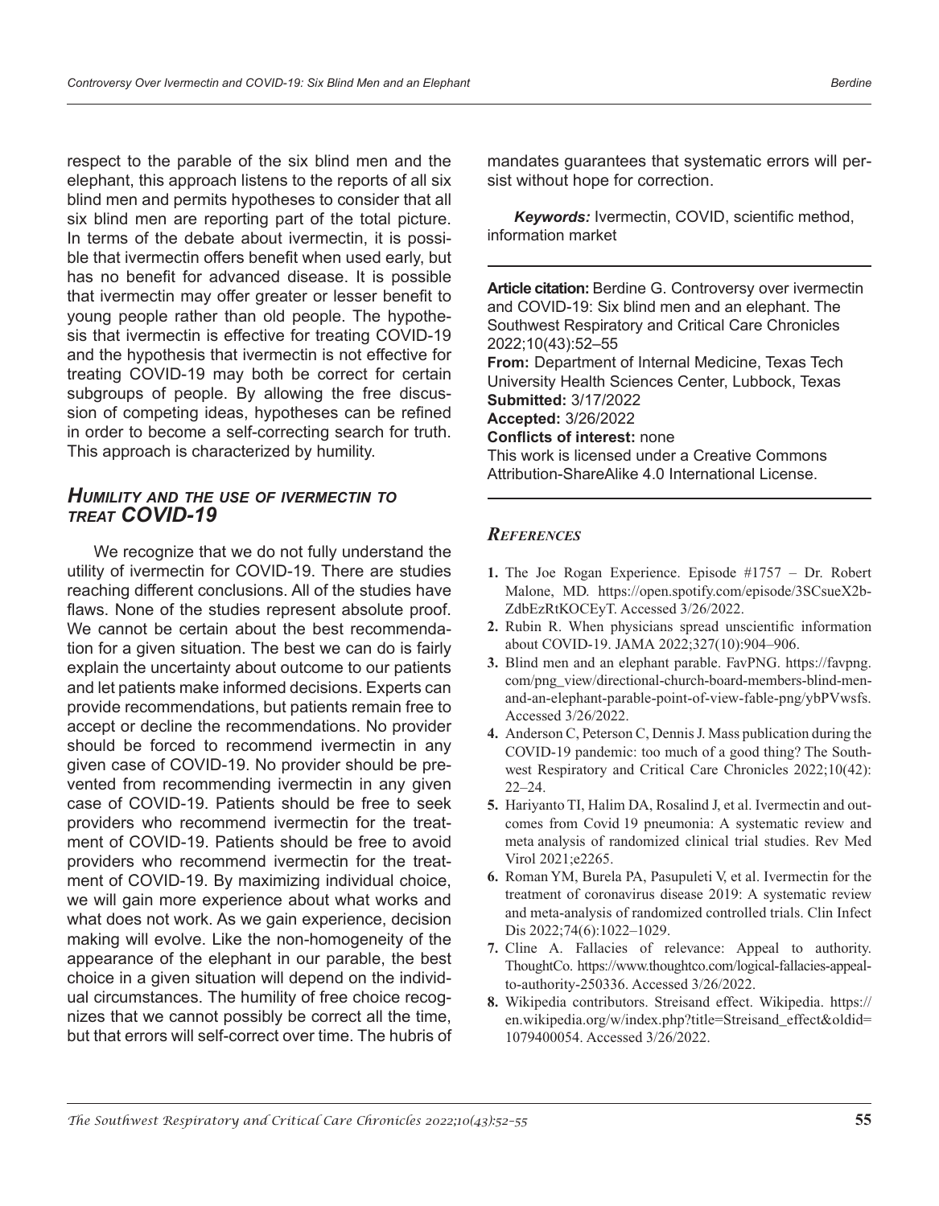respect to the parable of the six blind men and the elephant, this approach listens to the reports of all six blind men and permits hypotheses to consider that all six blind men are reporting part of the total picture. In terms of the debate about ivermectin, it is possible that ivermectin offers benefit when used early, but has no benefit for advanced disease. It is possible that ivermectin may offer greater or lesser benefit to young people rather than old people. The hypothesis that ivermectin is effective for treating COVID-19 and the hypothesis that ivermectin is not effective for treating COVID-19 may both be correct for certain subgroups of people. By allowing the free discussion of competing ideas, hypotheses can be refined in order to become a self-correcting search for truth. This approach is characterized by humility.

## *Humility and the use of ivermectin to treat COVID-19*

We recognize that we do not fully understand the utility of ivermectin for COVID-19. There are studies reaching different conclusions. All of the studies have flaws. None of the studies represent absolute proof. We cannot be certain about the best recommendation for a given situation. The best we can do is fairly explain the uncertainty about outcome to our patients and let patients make informed decisions. Experts can provide recommendations, but patients remain free to accept or decline the recommendations. No provider should be forced to recommend ivermectin in any given case of COVID-19. No provider should be prevented from recommending ivermectin in any given case of COVID-19. Patients should be free to seek providers who recommend ivermectin for the treatment of COVID-19. Patients should be free to avoid providers who recommend ivermectin for the treatment of COVID-19. By maximizing individual choice, we will gain more experience about what works and what does not work. As we gain experience, decision making will evolve. Like the non-homogeneity of the appearance of the elephant in our parable, the best choice in a given situation will depend on the individual circumstances. The humility of free choice recognizes that we cannot possibly be correct all the time, but that errors will self-correct over time. The hubris of mandates guarantees that systematic errors will persist without hope for correction.

***Keywords:*** Ivermectin, COVID, scientific method, information market

---

**Article citation:** Berdine G. Controversy over ivermectin and COVID-19: Six blind men and an elephant. The Southwest Respiratory and Critical Care Chronicles 2022;10(43):52–55
**From:** Department of Internal Medicine, Texas Tech University Health Sciences Center, Lubbock, Texas
**Submitted:** 3/17/2022
**Accepted:** 3/26/2022
**Conflicts of interest:** none
This work is licensed under a Creative Commons Attribution-ShareAlike 4.0 International License.

---

## *References*

1. The Joe Rogan Experience. Episode #1757 – Dr. Robert Malone, MD. https://open.spotify.com/episode/3SCsueX2b-ZdbEzRtKOCEyT. Accessed 3/26/2022.
2. Rubin R. When physicians spread unscientific information about COVID-19. JAMA 2022;327(10):904–906.
3. Blind men and an elephant parable. FavPNG. https://favpng.com/png_view/directional-church-board-members-blind-men-and-an-elephant-parable-point-of-view-fable-png/ybPVwsfs. Accessed 3/26/2022.
4. Anderson C, Peterson C, Dennis J. Mass publication during the COVID-19 pandemic: too much of a good thing? The Southwest Respiratory and Critical Care Chronicles 2022;10(42): 22–24.
5. Hariyanto TI, Halim DA, Rosalind J, et al. Ivermectin and outcomes from Covid 19 pneumonia: A systematic review and meta analysis of randomized clinical trial studies. Rev Med Virol 2021;e2265.
6. Roman YM, Burela PA, Pasupuleti V, et al. Ivermectin for the treatment of coronavirus disease 2019: A systematic review and meta-analysis of randomized controlled trials. Clin Infect Dis 2022;74(6):1022–1029.
7. Cline A. Fallacies of relevance: Appeal to authority. ThoughtCo. https://www.thoughtco.com/logical-fallacies-appeal-to-authority-250336. Accessed 3/26/2022.
8. Wikipedia contributors. Streisand effect. Wikipedia. https://en.wikipedia.org/w/index.php?title=Streisand_effect&oldid=1079400054. Accessed 3/26/2022.